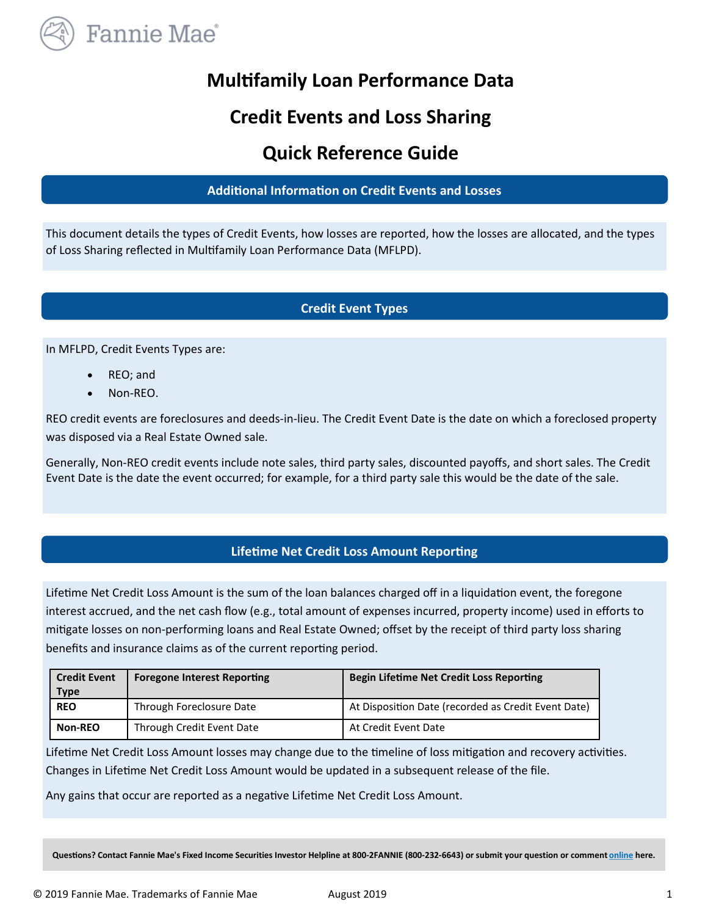# Multifamily Loan Performance Data

# Credit Events and Loss Sharing

# Quick Reference Guide

## Additional Information on Credit Events and Losses

This document details the types of Credit Events, how losses are reported, how the losses are allocated, and the types of Loss Sharing reflected in Multifamily Loan Performance Data (MFLPD).

## Credit Event Types

In MFLPD, Credit Events Types are:

- REO; and
- Non-REO.

REO credit events are foreclosures and deeds-in-lieu. The Credit Event Date is the date on which a foreclosed property was disposed via a Real Estate Owned sale.

Generally, Non-REO credit events include note sales, third party sales, discounted payoffs, and short sales. The Credit Event Date is the date the event occurred; for example, for a third party sale this would be the date of the sale.

## Lifetime Net Credit Loss Amount Reporting

Lifetime Net Credit Loss Amount is the sum of the loan balances charged off in a liquidation event, the foregone interest accrued, and the net cash flow (e.g., total amount of expenses incurred, property income) used in efforts to mitigate losses on non-performing loans and Real Estate Owned; offset by the receipt of third party loss sharing benefits and insurance claims as of the current reporting period.

| Credit Event Type | Foregone Interest Reporting | Begin Lifetime Net Credit Loss Reporting |
|---|---|---|
| **REO** | Through Foreclosure Date | At Disposition Date (recorded as Credit Event Date) |
| **Non-REO** | Through Credit Event Date | At Credit Event Date |

Lifetime Net Credit Loss Amount losses may change due to the timeline of loss mitigation and recovery activities. Changes in Lifetime Net Credit Loss Amount would be updated in a subsequent release of the file.

Any gains that occur are reported as a negative Lifetime Net Credit Loss Amount.

**Questions? Contact Fannie Mae's Fixed Income Securities Investor Helpline at 800-2FANNIE (800-232-6643) or submit your question or comment online here.**

© 2019 Fannie Mae. Trademarks of Fannie Mae August 2019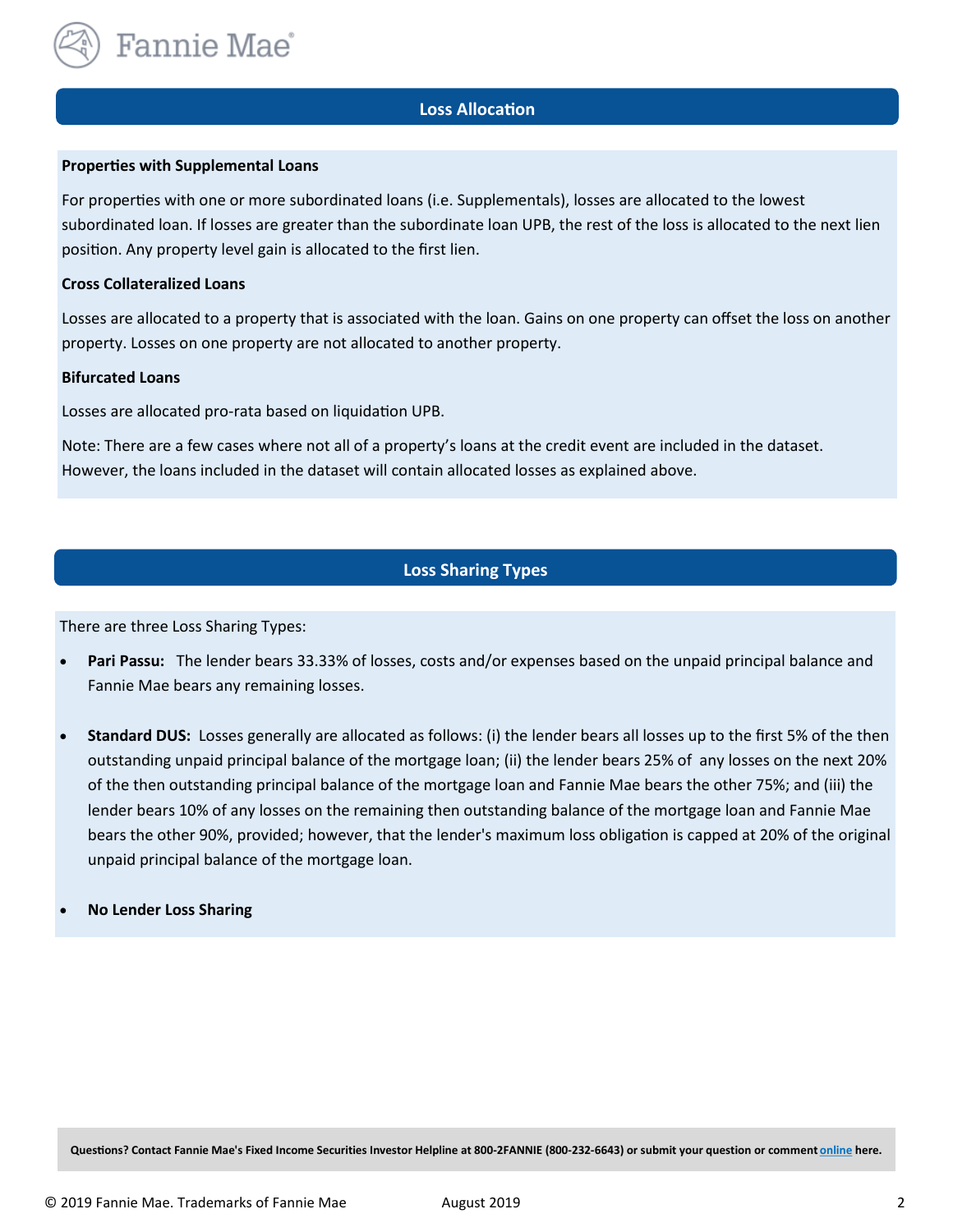## Loss Allocation

**Properties with Supplemental Loans**

For properties with one or more subordinated loans (i.e. Supplementals), losses are allocated to the lowest subordinated loan. If losses are greater than the subordinate loan UPB, the rest of the loss is allocated to the next lien position. Any property level gain is allocated to the first lien.

**Cross Collateralized Loans**

Losses are allocated to a property that is associated with the loan. Gains on one property can offset the loss on another property. Losses on one property are not allocated to another property.

**Bifurcated Loans**

Losses are allocated pro-rata based on liquidation UPB.

Note: There are a few cases where not all of a property's loans at the credit event are included in the dataset. However, the loans included in the dataset will contain allocated losses as explained above.

## Loss Sharing Types

There are three Loss Sharing Types:

- **Pari Passu:** The lender bears 33.33% of losses, costs and/or expenses based on the unpaid principal balance and Fannie Mae bears any remaining losses.
- **Standard DUS:** Losses generally are allocated as follows: (i) the lender bears all losses up to the first 5% of the then outstanding unpaid principal balance of the mortgage loan; (ii) the lender bears 25% of any losses on the next 20% of the then outstanding principal balance of the mortgage loan and Fannie Mae bears the other 75%; and (iii) the lender bears 10% of any losses on the remaining then outstanding balance of the mortgage loan and Fannie Mae bears the other 90%, provided; however, that the lender's maximum loss obligation is capped at 20% of the original unpaid principal balance of the mortgage loan.
- **No Lender Loss Sharing**

**Questions? Contact Fannie Mae's Fixed Income Securities Investor Helpline at 800-2FANNIE (800-232-6643) or submit your question or comment online here.**

© 2019 Fannie Mae. Trademarks of Fannie Mae August 2019